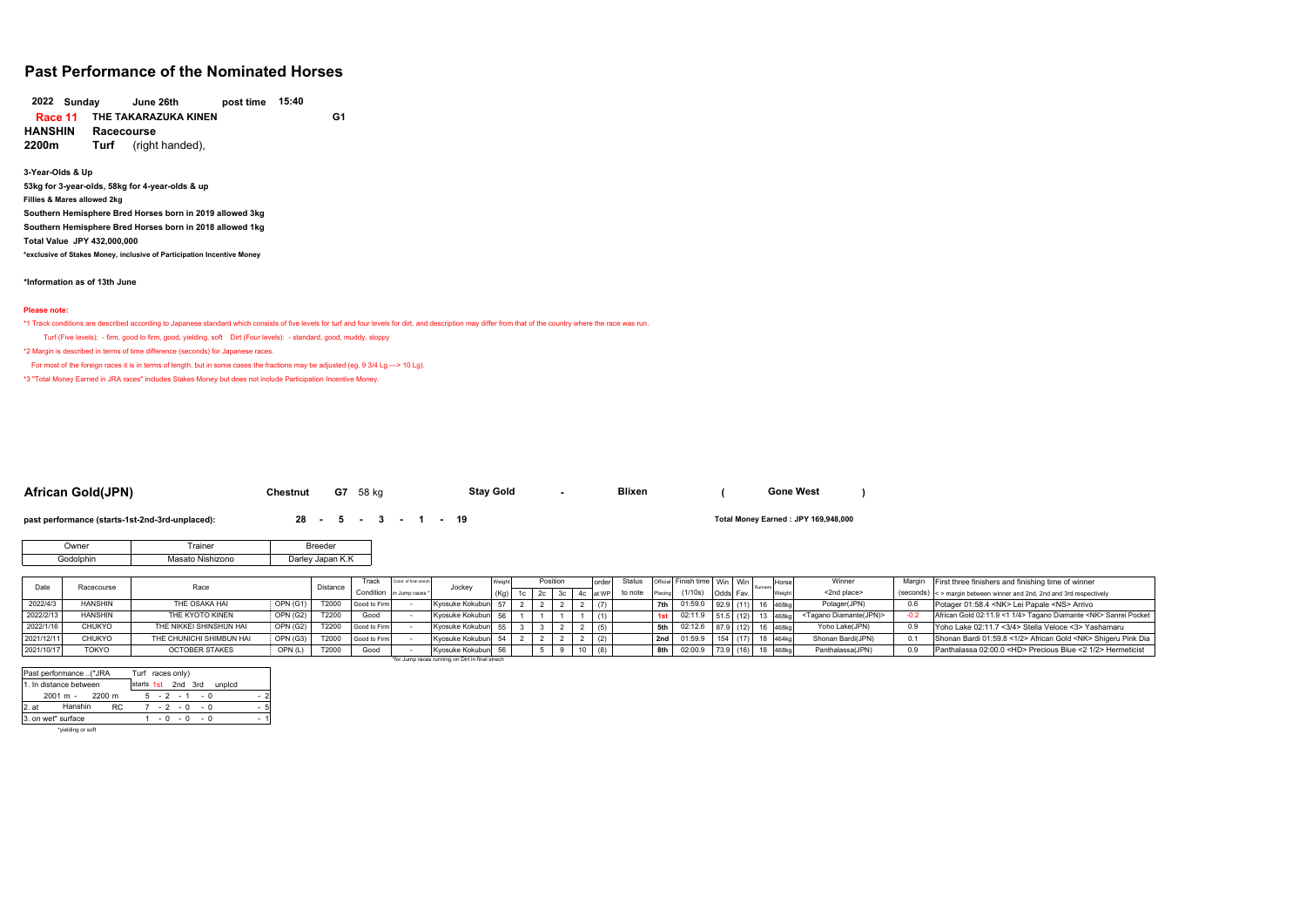# Past Performance of the Nominated Horses

**2022 Sunday June 26th post time 15:40**

**Race 11 THE TAKARAZUKA KINEN G1**

**HANSHIN Racecourse**

**2200m Turf** (right handed),

**3-Year-Olds & Up**

**53kg for 3-year-olds, 58kg for 4-year-olds & up**

**Fillies & Mares allowed 2kg**

**Southern Hemisphere Bred Horses born in 2019 allowed 3kg**

**Southern Hemisphere Bred Horses born in 2018 allowed 1kg**

**Total Value JPY 432,000,000**

**\*exclusive of Stakes Money, inclusive of Participation Incentive Money**

**\*Information as of 13th June**

**Please note:**

*1 Track conditions are described according to Japanese standard which consists of five levels for turf and four levels for dirt, and description may differ from that of the country where the race was run.

Turf (Five levels): - firm, good to firm, good, yielding, soft Dirt (Four levels): - standard, good, muddy, sloppy

*2 Margin is described in terms of time difference (seconds) for Japanese races.

For most of the foreign races it is in terms of length, but in some cases the fractions may be adjusted (eg. 9 3/4 Lg ---> 10 Lg).

*3 "Total Money Earned in JRA races" includes Stakes Money but does not include Participation Incentive Money.

## African Gold(JPN)

**Chestnut G7 58 kg** **Stay Gold - Blixen ( Gone West )**

**past performance (starts-1st-2nd-3rd-unplaced): 28 - 5 - 3 - 1 - 19**

**Total Money Earned : JPY 169,948,000**

| Owner | Trainer | Breeder |
|---|---|---|
| Godolphin | Masato Nishizono | Darley Japan K.K |

| Date | Racecourse | Race | | Distance | Track Condition | Cond. of final strech in Jump races * | Jockey | Weight (Kg) | Position 1c | 2c | 3c | 4c | order at WP | Status to note | Official Placing | Finish time (1/10s) | Win Odds | Win Fav. | Runners | Horse Weight | Winner <2nd place> | Margin (seconds) | First three finishers and finishing time of winner < > margin between winner and 2nd, and 2nd and 3rd respectively |
|---|---|---|---|---|---|---|---|---|---|---|---|---|---|---|---|---|---|---|---|---|---|---|---|
| 2022/4/3 | HANSHIN | THE OSAKA HAI | OPN (G1) | T2000 | Good to Firm | - | Kyosuke Kokubun | 57 | 2 | 2 | 2 | 2 | (7) | | 7th | 01:59.0 | 92.9 | (11) | 16 | 468kg | Potager(JPN) | 0.6 | Potager 01:58.4 <NK> Lei Papale <NS> Arrivo |
| 2022/2/13 | HANSHIN | THE KYOTO KINEN | OPN (G2) | T2200 | Good | - | Kyosuke Kokubun | 56 | 1 | 1 | 1 | 1 | (1) | | 1st | 02:11.9 | 51.5 | (12) | 13 | 468kg | <Tagano Diamante(JPN)> | -0.2 | African Gold 02:11.9 <1 1/4> Tagano Diamante <NK> Sanrei Pocket |
| 2022/1/16 | CHUKYO | THE NIKKEI SHINSHUN HAI | OPN (G2) | T2200 | Good to Firm | - | Kyosuke Kokubun | 55 | 3 | 3 | 2 | 2 | (5) | | 5th | 02:12.6 | 87.9 | (12) | 16 | 468kg | Yoho Lake(JPN) | 0.9 | Yoho Lake 02:11.7 <3/4> Stella Veloce <3> Yashamaru |
| 2021/12/11 | CHUKYO | THE CHUNICHI SHIMBUN HAI | OPN (G3) | T2000 | Good to Firm | - | Kyosuke Kokubun | 54 | 2 | 2 | 2 | 2 | (2) | | 2nd | 01:59.9 | 154 | (17) | 18 | 464kg | Shonan Bardi(JPN) | 0.1 | Shonan Bardi 01:59.8 <1/2> African Gold <NK> Shigeru Pink Dia |
| 2021/10/17 | TOKYO | OCTOBER STAKES | OPN (L) | T2000 | Good | - | Kyosuke Kokubun | 56 | | 5 | 9 | 10 | (8) | | 8th | 02:00.9 | 73.9 | (16) | 18 | 468kg | Panthalassa(JPN) | 0.9 | Panthalassa 02:00.0 <HD> Precious Blue <2 1/2> Hermeticist |

*for Jump races running on Dirt in final strech

| Past performance ..(*JRA Turf races only) | starts | 1st | 2nd | 3rd | unplcd |
|---|---|---|---|---|---|
| 1. In distance between 2001 m - 2200 m | 5 | 2 | 1 | 0 | 2 |
| 2. at Hanshin RC | 7 | 2 | 0 | 0 | 5 |
| 3. on wet* surface | 1 | 0 | 0 | 0 | 1 |

*yielding or soft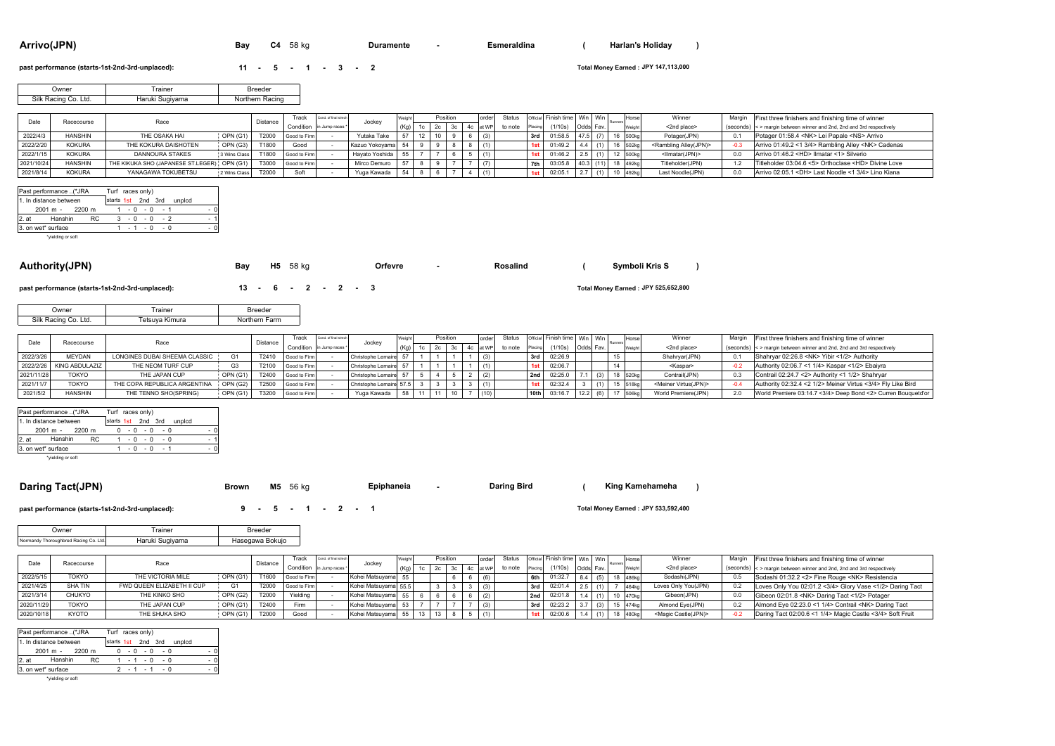## Arrivo(JPN)

Bay C4 58 kg | Duramente - Esmeraldina ( Harlan's Holiday )

**past performance (starts-1st-2nd-3rd-unplaced):** 11 - 5 - 1 - 3 - 2

**Total Money Earned : JPY 147,113,000**

| Owner | Trainer | Breeder |
|---|---|---|
| Silk Racing Co. Ltd. | Haruki Sugiyama | Northern Racing |

| Date | Racecourse | Race | | Distance | Track Condition | Cond. of final stretch in Jump races * | Jockey | Weight (Kg) | Position 1c | 2c | 3c | 4c | order at WP | Status to note | Official Placing | Finish time (1/10s) | Win Odds | Win Fav. | Runners | Horse Weight | Winner <2nd place> | Margin (seconds) | First three finishers and finishing time of winner < > margin between winner and 2nd, 2nd and 3rd respectively |
|---|---|---|---|---|---|---|---|---|---|---|---|---|---|---|---|---|---|---|---|---|---|---|---|
| 2022/4/3 | HANSHIN | THE OSAKA HAI | OPN (G1) | T2000 | Good to Firm | - | Yutaka Take | 57 | 12 | 10 | 9 | 6 | (3) | | 3rd | 01:58.5 | 47.5 | (7) | 16 | 500kg | Potager(JPN) | 0.1 | Potager 01:58.4 <NK> Lei Papale <NS> Arrivo |
| 2022/2/20 | KOKURA | THE KOKURA DAISHOTEN | OPN (G3) | T1800 | Good | - | Kazuo Yokoyama | 54 | 9 | 9 | 8 | 8 | (1) | | 1st | 01:49.2 | 4.4 | (1) | 16 | 502kg | <Rambling Alley(JPN)> | -0.3 | Arrivo 01:49.2 <1 3/4> Rambling Alley <NK> Cadenas |
| 2022/1/15 | KOKURA | DANNOURA STAKES | 3 Wins Class | T1800 | Good to Firm | - | Hayato Yoshida | 55 | 7 | 7 | 6 | 5 | (1) | | 1st | 01:46.2 | 2.5 | (1) | 12 | 500kg | <Ilmatar(JPN)> | 0.0 | Arrivo 01:46.2 <HD> Ilmatar <1> Silverio |
| 2021/10/24 | HANSHIN | THE KIKUKA SHO (JAPANESE ST.LEGER) | OPN (G1) | T3000 | Good to Firm | - | Mirco Demuro | 57 | 8 | 9 | 7 | 7 | (7) | | 7th | 03:05.8 | 40.3 | (11) | 18 | 492kg | Titleholder(JPN) | 1.2 | Titleholder 03:04.6 <5> Orthoclase <HD> Divine Love |
| 2021/8/14 | KOKURA | YANAGAWA TOKUBETSU | 2 Wins Class | T2000 | Soft | - | Yuga Kawada | 54 | 8 | 6 | 7 | 4 | (1) | | 1st | 02:05.1 | 2.7 | (1) | 10 | 492kg | Last Noodle(JPN) | 0.0 | Arrivo 02:05.1 <DH> Last Noodle <1 3/4> Lino Kiana |

| Past performance ..(*JRA Turf races only) | starts 1st 2nd 3rd unplcd |
|---|---|
| 1. In distance between 2001 m - 2200 m | 1 - 0 - 0 - 1 - 0 |
| 2. at Hanshin RC | 3 - 0 - 0 - 2 - 1 |
| 3. on wet* surface | 1 - 1 - 0 - 0 - 0 |

*yielding or soft

## Authority(JPN)

Bay H5 58 kg | Orfevre - Rosalind ( Symboli Kris S )

**past performance (starts-1st-2nd-3rd-unplaced):** 13 - 6 - 2 - 2 - 3

**Total Money Earned : JPY 525,652,800**

| Owner | Trainer | Breeder |
|---|---|---|
| Silk Racing Co. Ltd. | Tetsuya Kimura | Northern Farm |

| Date | Racecourse | Race | | Distance | Track Condition | Cond. of final stretch in Jump races * | Jockey | Weight (Kg) | Position 1c | 2c | 3c | 4c | order at WP | Status to note | Official Placing | Finish time (1/10s) | Win Odds | Win Fav. | Runners | Horse Weight | Winner <2nd place> | Margin (seconds) | First three finishers and finishing time of winner < > margin between winner and 2nd, 2nd and 3rd respectively |
|---|---|---|---|---|---|---|---|---|---|---|---|---|---|---|---|---|---|---|---|---|---|---|---|
| 2022/3/26 | MEYDAN | LONGINES DUBAI SHEEMA CLASSIC | G1 | T2410 | Good to Firm | - | Christophe Lemaire | 57 | 1 | 1 | 1 | 1 | (3) | | 3rd | 02:26.9 | | | 15 | | Shahryar(JPN) | 0.1 | Shahryar 02:26.8 <NK> Yibir <1/2> Authority |
| 2022/2/26 | KING ABDULAZIZ | THE NEOM TURF CUP | G3 | T2100 | Good to Firm | - | Christophe Lemaire | 57 | 1 | 1 | 1 | 1 | (1) | | 1st | 02:06.7 | | | 14 | | <Kaspar> | -0.2 | Authority 02:06.7 <1 1/4> Kaspar <1/2> Ebaiyra |
| 2021/11/28 | TOKYO | THE JAPAN CUP | OPN (G1) | T2400 | Good to Firm | - | Christophe Lemaire | 57 | 5 | 4 | 5 | 2 | (2) | | 2nd | 02:25.0 | 7.1 | (3) | 18 | 520kg | Contrail(JPN) | 0.3 | Contrail 02:24.7 <2> Authority <1 1/2> Shahryar |
| 2021/11/7 | TOKYO | THE COPA REPUBLICA ARGENTINA | OPN (G2) | T2500 | Good to Firm | - | Christophe Lemaire | 57.5 | 3 | 3 | 3 | 3 | (1) | | 1st | 02:32.4 | 3 | (1) | 15 | 518kg | <Meiner Virtus(JPN)> | -0.4 | Authority 02:32.4 <2 1/2> Meiner Virtus <3/4> Fly Like Bird |
| 2021/5/2 | HANSHIN | THE TENNO SHO(SPRING) | OPN (G1) | T3200 | Good to Firm | - | Yuga Kawada | 58 | 11 | 11 | 10 | 7 | (10) | | 10th | 03:16.7 | 12.2 | (6) | 17 | 506kg | World Premiere(JPN) | 2.0 | World Premiere 03:14.7 <3/4> Deep Bond <2> Curren Bouquetd'or |

| Past performance ..(*JRA Turf races only) | starts 1st 2nd 3rd unplcd |
|---|---|
| 1. In distance between 2001 m - 2200 m | 0 - 0 - 0 - 0 - 0 |
| 2. at Hanshin RC | 1 - 0 - 0 - 0 - 1 |
| 3. on wet* surface | 1 - 0 - 0 - 1 - 0 |

*yielding or soft

## Daring Tact(JPN)

Brown M5 56 kg | Epiphaneia - Daring Bird ( King Kamehameha )

**past performance (starts-1st-2nd-3rd-unplaced):** 9 - 5 - 1 - 2 - 1

**Total Money Earned : JPY 533,592,400**

| Owner | Trainer | Breeder |
|---|---|---|
| Normandy Thoroughbred Racing Co. Ltd. | Haruki Sugiyama | Hasegawa Bokujo |

| Date | Racecourse | Race | | Distance | Track Condition | Cond. of final stretch in Jump races * | Jockey | Weight (Kg) | Position 1c | 2c | 3c | 4c | order at WP | Status to note | Official Placing | Finish time (1/10s) | Win Odds | Win Fav. | Runners | Horse Weight | Winner <2nd place> | Margin (seconds) | First three finishers and finishing time of winner < > margin between winner and 2nd, 2nd and 3rd respectively |
|---|---|---|---|---|---|---|---|---|---|---|---|---|---|---|---|---|---|---|---|---|---|---|---|
| 2022/5/15 | TOKYO | THE VICTORIA MILE | OPN (G1) | T1600 | Good to Firm | - | Kohei Matsuyama | 55 | | | 6 | 6 | (6) | | 6th | 01:32.7 | 8.4 | (5) | 18 | 486kg | Sodashi(JPN) | 0.5 | Sodashi 01:32.2 <2> Fine Rouge <NK> Resistencia |
| 2021/4/25 | SHA TIN | FWD QUEEN ELIZABETH II CUP | G1 | T2000 | Good to Firm | - | Kohei Matsuyama | 55.5 | | 3 | 3 | 3 | (3) | | 3rd | 02:01.4 | 2.5 | (1) | 7 | 464kg | Loves Only You(JPN) | 0.2 | Loves Only You 02:01.2 <3/4> Glory Vase <1/2> Daring Tact |
| 2021/3/14 | CHUKYO | THE KINKO SHO | OPN (G2) | T2000 | Yielding | - | Kohei Matsuyama | 55 | 6 | 6 | 6 | 6 | (2) | | 2nd | 02:01.8 | 1.4 | (1) | 10 | 470kg | Gibeon(JPN) | 0.0 | Gibeon 02:01.8 <NK> Daring Tact <1/2> Potager |
| 2020/11/29 | TOKYO | THE JAPAN CUP | OPN (G1) | T2400 | Firm | - | Kohei Matsuyama | 53 | 7 | 7 | 7 | 7 | (3) | | 3rd | 02:23.2 | 3.7 | (3) | 15 | 474kg | Almond Eye(JPN) | 0.2 | Almond Eye 02:23.0 <1 1/4> Contrail <NK> Daring Tact |
| 2020/10/18 | KYOTO | THE SHUKA SHO | OPN (G1) | T2000 | Good | - | Kohei Matsuyama | 55 | 13 | 13 | 8 | 5 | (1) | | 1st | 02:00.6 | 1.4 | (1) | 18 | 480kg | <Magic Castle(JPN)> | -0.2 | Daring Tact 02:00.6 <1 1/4> Magic Castle <3/4> Soft Fruit |

| Past performance ..(*JRA Turf races only) | starts 1st 2nd 3rd unplcd |
|---|---|
| 1. In distance between 2001 m - 2200 m | 0 - 0 - 0 - 0 - 0 |
| 2. at Hanshin RC | 1 - 1 - 0 - 0 - 0 |
| 3. on wet* surface | 2 - 1 - 1 - 0 - 0 |

*yielding or soft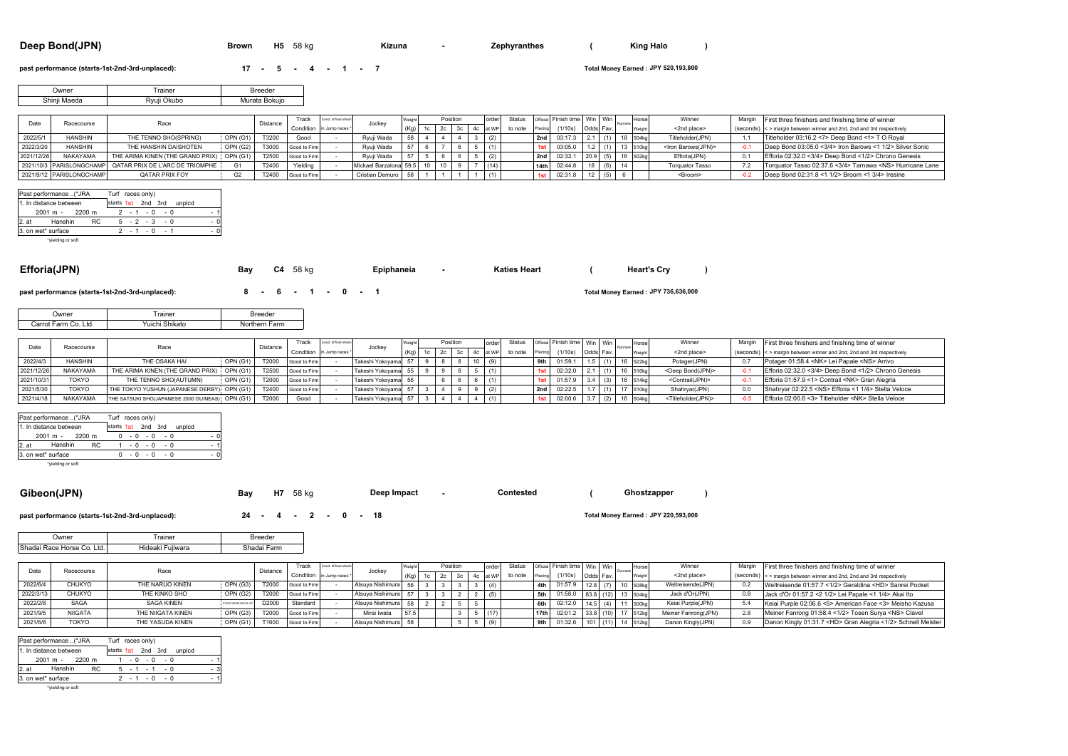## Deep Bond(JPN)

Brown H5 58 kg Kizuna - Zephyranthes ( King Halo )

**past performance (starts-1st-2nd-3rd-unplaced):** 17 - 5 - 4 - 1 - 7

**Total Money Earned : JPY 520,193,800**

| Owner | Trainer | Breeder |
|---|---|---|
| Shinji Maeda | Ryuji Okubo | Murata Bokujo |

| Date | Racecourse | Race | | Distance | Track Condition | Cond. of final stretch in Jump races * | Jockey | Weight (Kg) | Position 1c | 2c | 3c | 4c | order at WP | Status to note | Official Placing | Finish time (1/10s) | Win Odds | Win Fav. | Runners | Horse Weight | Winner <2nd place> | Margin (seconds) | First three finishers and finishing time of winner < > margin between winner and 2nd, 2nd and 3rd respectively |
|---|---|---|---|---|---|---|---|---|---|---|---|---|---|---|---|---|---|---|---|---|---|---|---|
| 2022/5/1 | HANSHIN | THE TENNO SHO(SPRING) | OPN (G1) | T3200 | Good | - | Ryuji Wada | 58 | 4 | 4 | 4 | 3 | (2) | | 2nd | 03:17.3 | 2.1 | (1) | 18 | 504kg | Titleholder(JPN) | 1.1 | Titleholder 03:16.2 <7> Deep Bond <1> T O Royal |
| 2022/3/20 | HANSHIN | THE HANSHIN DAISHOTEN | OPN (G2) | T3000 | Good to Firm | - | Ryuji Wada | 57 | 6 | 7 | 6 | 5 | (1) | | 1st | 03:05.0 | 1.2 | (1) | 13 | 510kg | <Iron Barows(JPN)> | -0.1 | Deep Bond 03:05.0 <3/4> Iron Barows <1 1/2> Silver Sonic |
| 2021/12/26 | NAKAYAMA | THE ARIMA KINEN (THE GRAND PRIX) | OPN (G1) | T2500 | Good to Firm | - | Ryuji Wada | 57 | 5 | 6 | 6 | 5 | (2) | | 2nd | 02:32.1 | 20.9 | (5) | 16 | 502kg | Efforia(JPN) | 0.1 | Efforia 02:32.0 <3/4> Deep Bond <1/2> Chrono Genesis |
| 2021/10/3 | PARISLONGCHAMP | QATAR PRIX DE L'ARC DE TRIOMPHE | G1 | T2400 | Yielding | - | Mickael Barzalona | 59.5 | 10 | 10 | 9 | 7 | (14) | | 14th | 02:44.8 | 18 | (6) | 14 | | Torquator Tasso | 7.2 | Torquator Tasso 02:37.6 <3/4> Tarnawa <NS> Hurricane Lane |
| 2021/9/12 | PARISLONGCHAMP | QATAR PRIX FOY | G2 | T2400 | Good to Firm | - | Cristian Demuro | 58 | 1 | 1 | 1 | 1 | (1) | | 1st | 02:31.8 | 12 | (5) | 6 | | <Broom> | -0.2 | Deep Bond 02:31.8 <1 1/2> Broom <1 3/4> Iresine |

| Past performance ..(*JRA Turf races only) | starts 1st 2nd 3rd unplcd |
|---|---|
| 1. In distance between 2001 m - 2200 m | 2 - 1 - 0 - 0 - 1 |
| 2. at Hanshin RC | 5 - 2 - 3 - 0 - 0 |
| 3. on wet* surface | 2 - 1 - 0 - 1 - 0 |

*yielding or soft

## Efforia(JPN)

Bay C4 58 kg Epiphaneia - Katies Heart ( Heart's Cry )

**past performance (starts-1st-2nd-3rd-unplaced):** 8 - 6 - 1 - 0 - 1

**Total Money Earned : JPY 736,636,000**

| Owner | Trainer | Breeder |
|---|---|---|
| Carrot Farm Co. Ltd. | Yuichi Shikato | Northern Farm |

| Date | Racecourse | Race | | Distance | Track Condition | Cond. of final stretch in Jump races * | Jockey | Weight (Kg) | Position 1c | 2c | 3c | 4c | order at WP | Status to note | Official Placing | Finish time (1/10s) | Win Odds | Win Fav. | Runners | Horse Weight | Winner <2nd place> | Margin (seconds) | First three finishers and finishing time of winner < > margin between winner and 2nd, 2nd and 3rd respectively |
|---|---|---|---|---|---|---|---|---|---|---|---|---|---|---|---|---|---|---|---|---|---|---|---|
| 2022/4/3 | HANSHIN | THE OSAKA HAI | OPN (G1) | T2000 | Good to Firm | - | Takeshi Yokoyama | 57 | 9 | 8 | 8 | 10 | (9) | | 9th | 01:59.1 | 1.5 | (1) | 16 | 522kg | Potager(JPN) | 0.7 | Potager 01:58.4 <NK> Lei Papale <NS> Arrivo |
| 2021/12/26 | NAKAYAMA | THE ARIMA KINEN (THE GRAND PRIX) | OPN (G1) | T2500 | Good to Firm | - | Takeshi Yokoyama | 55 | 9 | 9 | 8 | 5 | (1) | | 1st | 02:32.0 | 2.1 | (1) | 16 | 516kg | <Deep Bond(JPN)> | -0.1 | Efforia 02:32.0 <3/4> Deep Bond <1/2> Chrono Genesis |
| 2021/10/31 | TOKYO | THE TENNO SHO(AUTUMN) | OPN (G1) | T2000 | Good to Firm | - | Takeshi Yokoyama | 56 | | 6 | 6 | 6 | (1) | | 1st | 01:57.9 | 3.4 | (3) | 16 | 514kg | <Contrail(JPN)> | -0.1 | Efforia 01:57.9 <1> Contrail <NK> Gran Alegria |
| 2021/5/30 | TOKYO | THE TOKYO YUSHUN (JAPANESE DERBY) | OPN (G1) | T2400 | Good to Firm | - | Takeshi Yokoyama | 57 | 3 | 4 | 9 | 9 | (2) | | 2nd | 02:22.5 | 1.7 | (1) | 17 | 510kg | Shahryar(JPN) | 0.0 | Shahryar 02:22.5 <NS> Efforia <1 1/4> Stella Veloce |
| 2021/4/18 | NAKAYAMA | THE SATSUKI SHO(JAPANESE 2000 GUINEAS) | OPN (G1) | T2000 | Good | - | Takeshi Yokoyama | 57 | 3 | 4 | 4 | 4 | (1) | | 1st | 02:00.6 | 3.7 | (2) | 16 | 504kg | <Titleholder(JPN)> | -0.5 | Efforia 02:00.6 <3> Titleholder <NK> Stella Veloce |

| Past performance ..(*JRA Turf races only) | starts 1st 2nd 3rd unplcd |
|---|---|
| 1. In distance between 2001 m - 2200 m | 0 - 0 - 0 - 0 - 0 |
| 2. at Hanshin RC | 1 - 0 - 0 - 0 - 1 |
| 3. on wet* surface | 0 - 0 - 0 - 0 - 0 |

*yielding or soft

## Gibeon(JPN)

Bay H7 58 kg Deep Impact - Contested ( Ghostzapper )

**past performance (starts-1st-2nd-3rd-unplaced):** 24 - 4 - 2 - 0 - 18

**Total Money Earned : JPY 220,593,000**

| Owner | Trainer | Breeder |
|---|---|---|
| Shadai Race Horse Co. Ltd. | Hideaki Fujiwara | Shadai Farm |

| Date | Racecourse | Race | | Distance | Track Condition | Cond. of final stretch in Jump races * | Jockey | Weight (Kg) | Position 1c | 2c | 3c | 4c | order at WP | Status to note | Official Placing | Finish time (1/10s) | Win Odds | Win Fav. | Runners | Horse Weight | Winner <2nd place> | Margin (seconds) | First three finishers and finishing time of winner < > margin between winner and 2nd, 2nd and 3rd respectively |
|---|---|---|---|---|---|---|---|---|---|---|---|---|---|---|---|---|---|---|---|---|---|---|---|
| 2022/6/4 | CHUKYO | THE NARUO KINEN | OPN (G3) | T2000 | Good to Firm | - | Atsuya Nishimura | 56 | 3 | 3 | 3 | 3 | (4) | | 4th | 01:57.9 | 12.8 | (7) | 10 | 508kg | Weltreisende(JPN) | 0.2 | Weltreisende 01:57.7 <1/2> Geraldina <HD> Sanrei Pocket |
| 2022/3/13 | CHUKYO | THE KINKO SHO | OPN (G2) | T2000 | Good to Firm | - | Atsuya Nishimura | 57 | 3 | 3 | 2 | 2 | (5) | | 5th | 01:58.0 | 83.8 | (12) | 13 | 504kg | Jack d'Or(JPN) | 0.8 | Jack d'Or 01:57.2 <2 1/2> Lei Papale <1 1/4> Akai Ito |
| 2022/2/8 | SAGA | SAGA KINEN | FOUR-YEAR-OLD & UP | D2000 | Standard | - | Atsuya Nishimura | 58 | 2 | 2 | 5 | 5 | | | 6th | 02:12.0 | 14.5 | (4) | 11 | 500kg | Keiai Purple(JPN) | 5.4 | Keiai Purple 02:06.6 <5> American Face <3> Meisho Kazusa |
| 2021/9/5 | NIIGATA | THE NIIGATA KINEN | OPN (G3) | T2000 | Good to Firm | - | Mirai Iwata | 57.5 | | | 3 | 5 | (17) | | 17th | 02:01.2 | 33.8 | (10) | 17 | 512kg | Meiner Fanrong(JPN) | 2.8 | Meiner Fanrong 01:58.4 <1/2> Tosen Surya <NS> Clavel |
| 2021/6/6 | TOKYO | THE YASUDA KINEN | OPN (G1) | T1600 | Good to Firm | - | Atsuya Nishimura | 58 | | | 5 | 5 | (9) | | 9th | 01:32.6 | 101 | (11) | 14 | 512kg | Danon Kingly(JPN) | 0.9 | Danon Kingly 01:31.7 <HD> Gran Alegria <1/2> Schnell Meister |

| Past performance ..(*JRA Turf races only) | starts 1st 2nd 3rd unplcd |
|---|---|
| 1. In distance between 2001 m - 2200 m | 1 - 0 - 0 - 0 - 1 |
| 2. at Hanshin RC | 5 - 1 - 1 - 0 - 3 |
| 3. on wet* surface | 2 - 1 - 0 - 0 - 1 |

*yielding or soft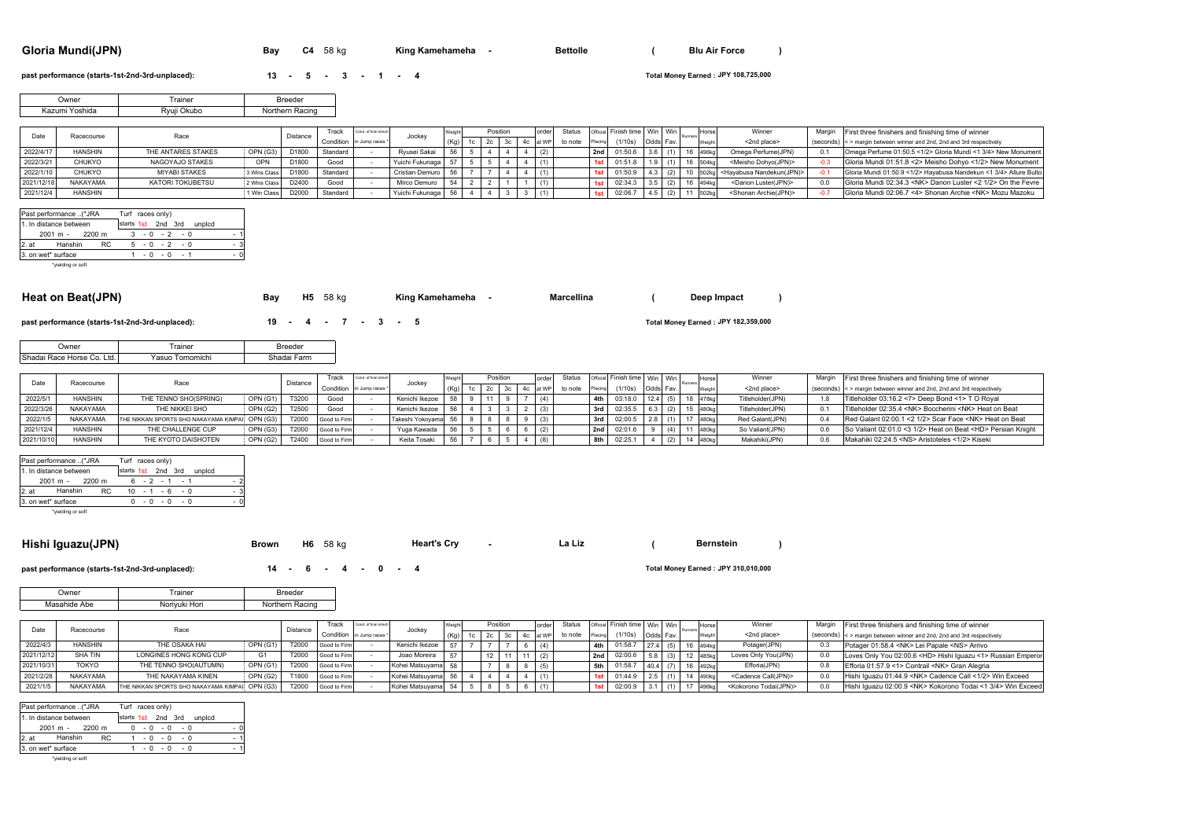## Gloria Mundi(JPN)

**Bay** **C4** 58 kg **King Kamehameha** - **Bettolle** ( **Blu Air Force** )

**past performance (starts-1st-2nd-3rd-unplaced):** **13 - 5 - 3 - 1 - 4**

**Total Money Earned : JPY 108,725,000**

| Owner | Trainer | Breeder |
|---|---|---|
| Kazumi Yoshida | Ryuji Okubo | Northern Racing |

| Date | Racecourse | Race | | Distance | Track Condition | Cond. of final stretch in Jump races * | Jockey | Weight (Kg) | Position 1c | 2c | 3c | 4c | order at WP | Status to note | Official Placing | Finish time (1/10s) | Win Odds | Win Fav. | Runners | Horse Weight | Winner <2nd place> | Margin (seconds) | First three finishers and finishing time of winner < > margin between winner and 2nd, 2nd and 3rd respectively |
|---|---|---|---|---|---|---|---|---|---|---|---|---|---|---|---|---|---|---|---|---|---|---|---|
| 2022/4/17 | HANSHIN | THE ANTARES STAKES | OPN (G3) | D1800 | Standard | - | Ryusei Sakai | 56 | 5 | 4 | 4 | 4 | (2) | | 2nd | 01:50.6 | 3.6 | (1) | 16 | 496kg | Omega Perfume(JPN) | 0.1 | Omega Perfume 01:50.5 <1/2> Gloria Mundi <1 3/4> New Monument |
| 2022/3/21 | CHUKYO | NAGOYAJO STAKES | OPN | D1800 | Good | - | Yuichi Fukunaga | 57 | 5 | 5 | 4 | 4 | (1) | | 1st | 01:51.8 | 1.9 | (1) | 16 | 504kg | <Meisho Dohyo(JPN)> | -0.3 | Gloria Mundi 01:51.8 <2> Meisho Dohyo <1/2> New Monument |
| 2022/1/10 | CHUKYO | MIYABI STAKES | 3 Wins Class | D1800 | Standard | - | Cristian Demuro | 56 | 7 | 7 | 4 | 4 | (1) | | 1st | 01:50.9 | 4.3 | (2) | 10 | 502kg | <Hayabusa Nandekun(JPN)> | -0.1 | Gloria Mundi 01:50.9 <1/2> Hayabusa Nandekun <1 3/4> Allure Bulto |
| 2021/12/18 | NAKAYAMA | KATORI TOKUBETSU | 2 Wins Class | D2400 | Good | - | Mirco Demuro | 54 | 2 | 2 | 1 | 1 | (1) | | 1st | 02:34.3 | 3.5 | (2) | 16 | 494kg | <Danon Luster(JPN)> | 0.0 | Gloria Mundi 02:34.3 <NK> Danon Luster <2 1/2> On the Fevre |
| 2021/12/4 | HANSHIN | | 1 Win Class | D2000 | Standard | - | Yuichi Fukunaga | 56 | 4 | 4 | 3 | 3 | (1) | | 1st | 02:06.7 | 4.5 | (2) | 11 | 502kg | <Shonan Archie(JPN)> | -0.7 | Gloria Mundi 02:06.7 <4> Shonan Archie <NK> Mozu Mazoku |

| Past performance ..(*JRA | Turf races only) | |
|---|---|---|
| 1. In distance between | starts 1st 2nd 3rd unplcd | |
| 2001 m - 2200 m | 3 - 0 - 2 - 0 | - 1 |
| 2. at Hanshin RC | 5 - 0 - 2 - 0 | - 3 |
| 3. on wet* surface | 1 - 0 - 0 - 1 | - 0 |

*yielding or soft

## Heat on Beat(JPN)

**Bay** **H5** 58 kg **King Kamehameha** - **Marcellina** ( **Deep Impact** )

**past performance (starts-1st-2nd-3rd-unplaced):** **19 - 4 - 7 - 3 - 5**

**Total Money Earned : JPY 182,359,000**

| Owner | Trainer | Breeder |
|---|---|---|
| Shadai Race Horse Co. Ltd. | Yasuo Tomomichi | Shadai Farm |

| Date | Racecourse | Race | | Distance | Track Condition | Cond. of final stretch in Jump races * | Jockey | Weight (Kg) | Position 1c | 2c | 3c | 4c | order at WP | Status to note | Official Placing | Finish time (1/10s) | Win Odds | Win Fav. | Runners | Horse Weight | Winner <2nd place> | Margin (seconds) | First three finishers and finishing time of winner < > margin between winner and 2nd, 2nd and 3rd respectively |
|---|---|---|---|---|---|---|---|---|---|---|---|---|---|---|---|---|---|---|---|---|---|---|---|
| 2022/5/1 | HANSHIN | THE TENNO SHO(SPRING) | OPN (G1) | T3200 | Good | - | Kenichi Ikezoe | 58 | 9 | 11 | 9 | 7 | (4) | | 4th | 03:18.0 | 12.4 | (5) | 18 | 478kg | Titleholder(JPN) | 1.8 | Titleholder 03:16.2 <7> Deep Bond <1> T O Royal |
| 2022/3/26 | NAKAYAMA | THE NIKKEI SHO | OPN (G2) | T2500 | Good | - | Kenichi Ikezoe | 56 | 4 | 3 | 3 | 2 | (3) | | 3rd | 02:35.5 | 6.3 | (2) | 15 | 480kg | Titleholder(JPN) | 0.1 | Titleholder 02:35.4 <NK> Boccherini <NK> Heat on Beat |
| 2022/1/5 | NAKAYAMA | THE NIKKAN SPORTS SHO NAKAYAMA KIMPAI | OPN (G3) | T2000 | Good to Firm | - | Takeshi Yokoyama | 56 | 8 | 8 | 8 | 9 | (3) | | 3rd | 02:00.5 | 2.8 | (1) | 17 | 480kg | Red Galant(JPN) | 0.4 | Red Galant 02:00.1 <2 1/2> Scar Face <NK> Heat on Beat |
| 2021/12/4 | HANSHIN | THE CHALLENGE CUP | OPN (G3) | T2000 | Good to Firm | - | Yuga Kawada | 56 | 5 | 5 | 6 | 6 | (2) | | 2nd | 02:01.6 | 9 | (4) | 11 | 480kg | So Valiant(JPN) | 0.6 | So Valiant 02:01.0 <3 1/2> Heat on Beat <HD> Persian Knight |
| 2021/10/10 | HANSHIN | THE KYOTO DAISHOTEN | OPN (G2) | T2400 | Good to Firm | - | Keita Tosaki | 56 | 7 | 6 | 5 | 4 | (8) | | 8th | 02:25.1 | 4 | (2) | 14 | 480kg | Makahiki(JPN) | 0.6 | Makahiki 02:24.5 <NS> Aristoteles <1/2> Kiseki |

| Past performance ..(*JRA | Turf races only) | |
|---|---|---|
| 1. In distance between | starts 1st 2nd 3rd unplcd | |
| 2001 m - 2200 m | 6 - 2 - 1 - 1 | - 2 |
| 2. at Hanshin RC | 10 - 1 - 6 - 0 | - 3 |
| 3. on wet* surface | 0 - 0 - 0 - 0 | - 0 |

*yielding or soft

## Hishi Iguazu(JPN)

**Brown** **H6** 58 kg **Heart's Cry** - **La Liz** ( **Bernstein** )

**past performance (starts-1st-2nd-3rd-unplaced):** **14 - 6 - 4 - 0 - 4**

**Total Money Earned : JPY 310,010,000**

| Owner | Trainer | Breeder |
|---|---|---|
| Masahide Abe | Noriyuki Hori | Northern Racing |

| Date | Racecourse | Race | | Distance | Track Condition | Cond. of final stretch in Jump races * | Jockey | Weight (Kg) | Position 1c | 2c | 3c | 4c | order at WP | Status to note | Official Placing | Finish time (1/10s) | Win Odds | Win Fav. | Runners | Horse Weight | Winner <2nd place> | Margin (seconds) | First three finishers and finishing time of winner < > margin between winner and 2nd, 2nd and 3rd respectively |
|---|---|---|---|---|---|---|---|---|---|---|---|---|---|---|---|---|---|---|---|---|---|---|---|
| 2022/4/3 | HANSHIN | THE OSAKA HAI | OPN (G1) | T2000 | Good to Firm | - | Kenichi Ikezoe | 57 | 7 | 7 | 7 | 6 | (4) | | 4th | 01:58.7 | 27.4 | (5) | 16 | 494kg | Potager(JPN) | 0.3 | Potager 01:58.4 <NK> Lei Papale <NS> Arrivo |
| 2021/12/12 | SHA TIN | LONGINES HONG KONG CUP | G1 | T2000 | Good to Firm | - | Joao Moreira | 57 | | 12 | 11 | 11 | (2) | | 2nd | 02:00.6 | 5.8 | (3) | 12 | 485kg | Loves Only You(JPN) | 0.0 | Loves Only You 02:00.6 <HD> Hishi Iguazu <1> Russian Emperor |
| 2021/10/31 | TOKYO | THE TENNO SHO(AUTUMN) | OPN (G1) | T2000 | Good to Firm | - | Kohei Matsuyama | 58 | | 7 | 8 | 8 | (5) | | 5th | 01:58.7 | 40.4 | (7) | 16 | 492kg | Efforia(JPN) | 0.8 | Efforia 01:57.9 <1> Contrail <NK> Gran Alegria |
| 2021/2/28 | NAKAYAMA | THE NAKAYAMA KINEN | OPN (G2) | T1800 | Good to Firm | - | Kohei Matsuyama | 56 | 4 | 4 | 4 | 4 | (1) | | 1st | 01:44.9 | 2.5 | (1) | 14 | 490kg | <Cadence Call(JPN)> | 0.0 | Hishi Iguazu 01:44.9 <NK> Cadence Call <1/2> Win Exceed |
| 2021/1/5 | NAKAYAMA | THE NIKKAN SPORTS SHO NAKAYAMA KIMPAI | OPN (G3) | T2000 | Good to Firm | - | Kohei Matsuyama | 54 | 5 | 8 | 5 | 6 | (1) | | 1st | 02:00.9 | 3.1 | (1) | 17 | 496kg | <Kokorono Todai(JPN)> | 0.0 | Hishi Iguazu 02:00.9 <NK> Kokorono Todai <1 3/4> Win Exceed |

| Past performance ..(*JRA | Turf races only) | |
|---|---|---|
| 1. In distance between | starts 1st 2nd 3rd unplcd | |
| 2001 m - 2200 m | 0 - 0 - 0 - 0 | - 0 |
| 2. at Hanshin RC | 1 - 0 - 0 - 0 | - 1 |
| 3. on wet* surface | 1 - 0 - 0 - 0 | - 1 |

*yielding or soft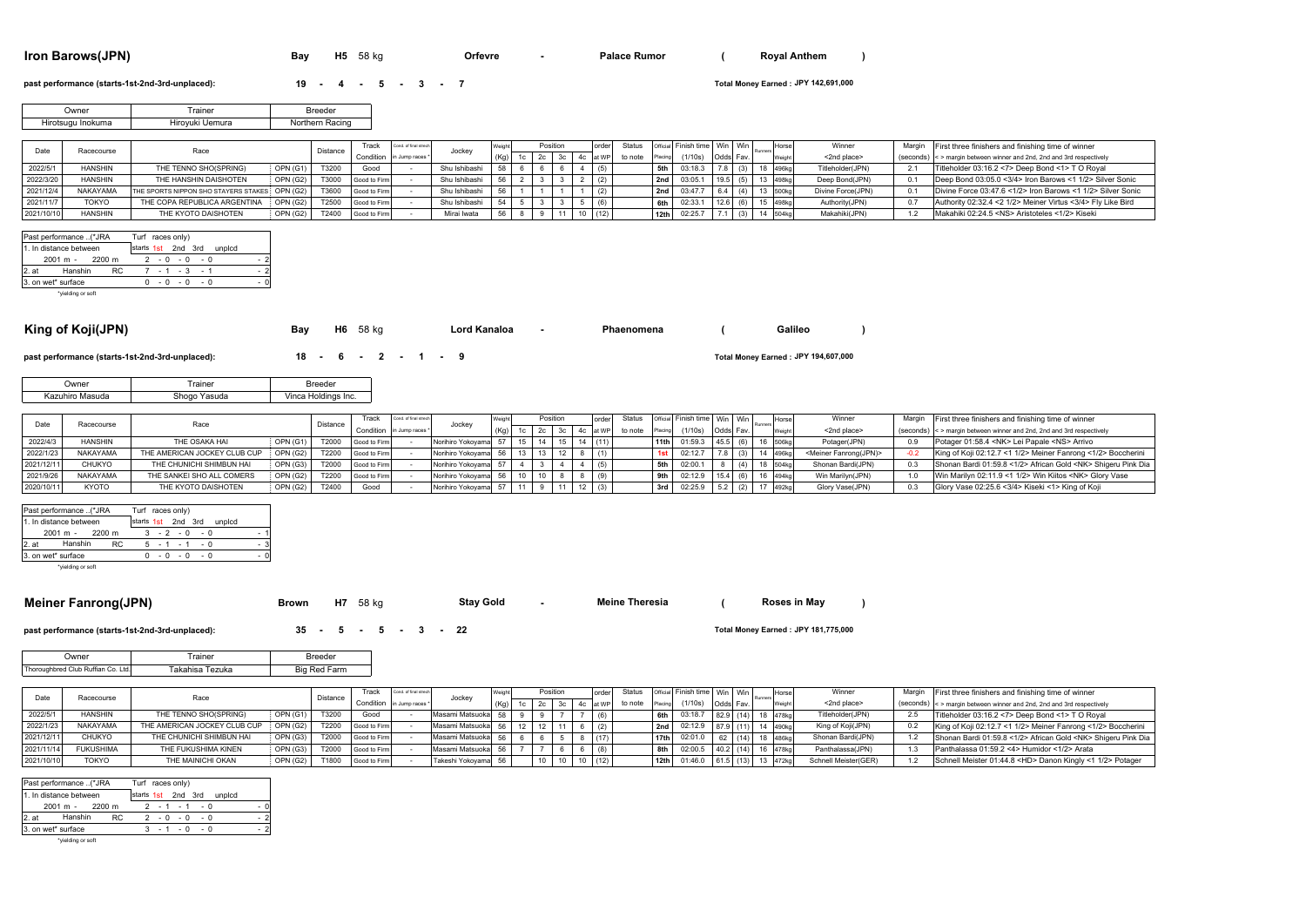## Iron Barows(JPN)

Bay H5 58 kg — Orfevre - Palace Rumor ( Royal Anthem )

**past performance (starts-1st-2nd-3rd-unplaced):** 19 - 4 - 5 - 3 - 7

**Total Money Earned : JPY 142,691,000**

| Owner | Trainer | Breeder |
|---|---|---|
| Hirotsugu Inokuma | Hiroyuki Uemura | Northern Racing |

| Date | Racecourse | Race | | Distance | Track Condition | Cond. of final stretch in Jump races * | Jockey | Weight (Kg) | Position 1c | 2c | 3c | 4c | order at WP | Status to note | Official Placing | Finish time (1/10s) | Win Odds | Win Fav. | Runners | Horse Weight | Winner <2nd place> | Margin (seconds) | First three finishers and finishing time of winner < > margin between winner and 2nd, and 2nd and 3rd respectively |
|---|---|---|---|---|---|---|---|---|---|---|---|---|---|---|---|---|---|---|---|---|---|---|---|
| 2022/5/1 | HANSHIN | THE TENNO SHO(SPRING) | OPN (G1) | T3200 | Good | - | Shu Ishibashi | 58 | 6 | 6 | 6 | 4 | (5) | | 5th | 03:18.3 | 7.8 | (3) | 18 | 496kg | Titleholder(JPN) | 2.1 | Titleholder 03:16.2 <7> Deep Bond <1> T O Royal |
| 2022/3/20 | HANSHIN | THE HANSHIN DAISHOTEN | OPN (G2) | T3000 | Good to Firm | - | Shu Ishibashi | 56 | 2 | 3 | 3 | 2 | (2) | | 2nd | 03:05.1 | 19.5 | (5) | 13 | 498kg | Deep Bond(JPN) | 0.1 | Deep Bond 03:05.0 <3/4> Iron Barows <1 1/2> Silver Sonic |
| 2021/12/4 | NAKAYAMA | THE SPORTS NIPPON SHO STAYERS STAKES | OPN (G2) | T3600 | Good to Firm | - | Shu Ishibashi | 56 | 1 | 1 | 1 | 1 | (2) | | 2nd | 03:47.7 | 6.4 | (4) | 13 | 500kg | Divine Force(JPN) | 0.1 | Divine Force 03:47.6 <1/2> Iron Barows <1 1/2> Silver Sonic |
| 2021/11/7 | TOKYO | THE COPA REPUBLICA ARGENTINA | OPN (G2) | T2500 | Good to Firm | - | Shu Ishibashi | 54 | 5 | 3 | 3 | 5 | (6) | | 6th | 02:33.1 | 12.6 | (6) | 15 | 498kg | Authority(JPN) | 0.7 | Authority 02:32.4 <2 1/2> Meiner Virtus <3/4> Fly Like Bird |
| 2021/10/10 | HANSHIN | THE KYOTO DAISHOTEN | OPN (G2) | T2400 | Good to Firm | - | Mirai Iwata | 56 | 8 | 9 | 11 | 10 | (12) | | 12th | 02:25.7 | 7.1 | (3) | 14 | 504kg | Makahiki(JPN) | 1.2 | Makahiki 02:24.5 <NS> Aristoteles <1/2> Kiseki |

| Past performance ..(*JRA Turf races only) | starts 1st 2nd 3rd unplcd |
|---|---|
| 1. In distance between 2001 m - 2200 m | 2 - 0 - 0 - 0 - 2 |
| 2. at Hanshin RC | 7 - 1 - 3 - 1 - 2 |
| 3. on wet* surface | 0 - 0 - 0 - 0 - 0 |

*yielding or soft

## King of Koji(JPN)

Bay H6 58 kg — Lord Kanaloa - Phaenomena ( Galileo )

**past performance (starts-1st-2nd-3rd-unplaced):** 18 - 6 - 2 - 1 - 9

**Total Money Earned : JPY 194,607,000**

| Owner | Trainer | Breeder |
|---|---|---|
| Kazuhiro Masuda | Shogo Yasuda | Vinca Holdings Inc. |

| Date | Racecourse | Race | | Distance | Track Condition | Cond. of final stretch in Jump races * | Jockey | Weight (Kg) | Position 1c | 2c | 3c | 4c | order at WP | Status to note | Official Placing | Finish time (1/10s) | Win Odds | Win Fav. | Runners | Horse Weight | Winner <2nd place> | Margin (seconds) | First three finishers and finishing time of winner < > margin between winner and 2nd, and 2nd and 3rd respectively |
|---|---|---|---|---|---|---|---|---|---|---|---|---|---|---|---|---|---|---|---|---|---|---|---|
| 2022/4/3 | HANSHIN | THE OSAKA HAI | OPN (G1) | T2000 | Good to Firm | - | Norihiro Yokoyama | 57 | 15 | 14 | 15 | 14 | (11) | | 11th | 01:59.3 | 45.5 | (6) | 16 | 506kg | Potager(JPN) | 0.9 | Potager 01:58.4 <NK> Lei Papale <NS> Arrivo |
| 2022/1/23 | NAKAYAMA | THE AMERICAN JOCKEY CLUB CUP | OPN (G2) | T2200 | Good to Firm | - | Norihiro Yokoyama | 56 | 13 | 13 | 12 | 8 | (1) | | 1st | 02:12.7 | 7.8 | (3) | 14 | 496kg | <Meiner Fanrong(JPN)> | -0.2 | King of Koji 02:12.7 <1 1/2> Meiner Fanrong <1/2> Boccherini |
| 2021/12/11 | CHUKYO | THE CHUNICHI SHIMBUN HAI | OPN (G3) | T2000 | Good to Firm | - | Norihiro Yokoyama | 57 | 4 | 3 | 4 | 4 | (5) | | 5th | 02:00.1 | 8 | (4) | 18 | 504kg | Shonan Bardi(JPN) | 0.3 | Shonan Bardi 01:59.8 <1/2> African Gold <NK> Shigeru Pink Dia |
| 2021/9/26 | NAKAYAMA | THE SANKEI SHO ALL COMERS | OPN (G2) | T2200 | Good to Firm | - | Norihiro Yokoyama | 56 | 10 | 10 | 8 | 8 | (9) | | 9th | 02:12.9 | 15.4 | (6) | 16 | 494kg | Win Marilyn(JPN) | 1.0 | Win Marilyn 02:11.9 <1 1/2> Win Kiitos <NK> Glory Vase |
| 2020/10/11 | KYOTO | THE KYOTO DAISHOTEN | OPN (G2) | T2400 | Good | - | Norihiro Yokoyama | 57 | 11 | 9 | 11 | 12 | (3) | | 3rd | 02:25.9 | 5.2 | (2) | 17 | 492kg | Glory Vase(JPN) | 0.3 | Glory Vase 02:25.6 <3/4> Kiseki <1> King of Koji |

| Past performance ..(*JRA Turf races only) | starts 1st 2nd 3rd unplcd |
|---|---|
| 1. In distance between 2001 m - 2200 m | 3 - 2 - 0 - 0 - 1 |
| 2. at Hanshin RC | 5 - 1 - 1 - 0 - 3 |
| 3. on wet* surface | 0 - 0 - 0 - 0 - 0 |

*yielding or soft

## Meiner Fanrong(JPN)

Brown H7 58 kg — Stay Gold - Meine Theresia ( Roses in May )

**past performance (starts-1st-2nd-3rd-unplaced):** 35 - 5 - 5 - 3 - 22

**Total Money Earned : JPY 181,775,000**

| Owner | Trainer | Breeder |
|---|---|---|
| Thoroughbred Club Ruffian Co. Ltd. | Takahisa Tezuka | Big Red Farm |

| Date | Racecourse | Race | | Distance | Track Condition | Cond. of final stretch in Jump races * | Jockey | Weight (Kg) | Position 1c | 2c | 3c | 4c | order at WP | Status to note | Official Placing | Finish time (1/10s) | Win Odds | Win Fav. | Runners | Horse Weight | Winner <2nd place> | Margin (seconds) | First three finishers and finishing time of winner < > margin between winner and 2nd, and 2nd and 3rd respectively |
|---|---|---|---|---|---|---|---|---|---|---|---|---|---|---|---|---|---|---|---|---|---|---|---|
| 2022/5/1 | HANSHIN | THE TENNO SHO(SPRING) | OPN (G1) | T3200 | Good | - | Masami Matsuoka | 58 | 9 | 9 | 7 | 7 | (6) | | 6th | 03:18.7 | 82.9 | (14) | 18 | 478kg | Titleholder(JPN) | 2.5 | Titleholder 03:16.2 <7> Deep Bond <1> T O Royal |
| 2022/1/23 | NAKAYAMA | THE AMERICAN JOCKEY CLUB CUP | OPN (G2) | T2200 | Good to Firm | - | Masami Matsuoka | 56 | 12 | 12 | 11 | 6 | (2) | | 2nd | 02:12.9 | 87.9 | (11) | 14 | 490kg | King of Koji(JPN) | 0.2 | King of Koji 02:12.7 <1 1/2> Meiner Fanrong <1/2> Boccherini |
| 2021/12/11 | CHUKYO | THE CHUNICHI SHIMBUN HAI | OPN (G3) | T2000 | Good to Firm | - | Masami Matsuoka | 56 | 6 | 6 | 5 | 8 | (17) | | 17th | 02:01.0 | 62 | (14) | 18 | 486kg | Shonan Bardi(JPN) | 1.2 | Shonan Bardi 01:59.8 <1/2> African Gold <NK> Shigeru Pink Dia |
| 2021/11/14 | FUKUSHIMA | THE FUKUSHIMA KINEN | OPN (G3) | T2000 | Good to Firm | - | Masami Matsuoka | 56 | 7 | 7 | 6 | 6 | (8) | | 8th | 02:00.5 | 40.2 | (14) | 16 | 478kg | Panthalassa(JPN) | 1.3 | Panthalassa 01:59.2 <4> Humidor <1/2> Arata |
| 2021/10/10 | TOKYO | THE MAINICHI OKAN | OPN (G2) | T1800 | Good to Firm | - | Takeshi Yokoyama | 56 | | 10 | 10 | 10 | (12) | | 12th | 01:46.0 | 61.5 | (13) | 13 | 472kg | Schnell Meister(GER) | 1.2 | Schnell Meister 01:44.8 <HD> Danon Kingly <1 1/2> Potager |

| Past performance ..(*JRA Turf races only) | starts 1st 2nd 3rd unplcd |
|---|---|
| 1. In distance between 2001 m - 2200 m | 2 - 1 - 1 - 0 - 0 |
| 2. at Hanshin RC | 2 - 0 - 0 - 0 - 2 |
| 3. on wet* surface | 3 - 1 - 0 - 0 - 2 |

*yielding or soft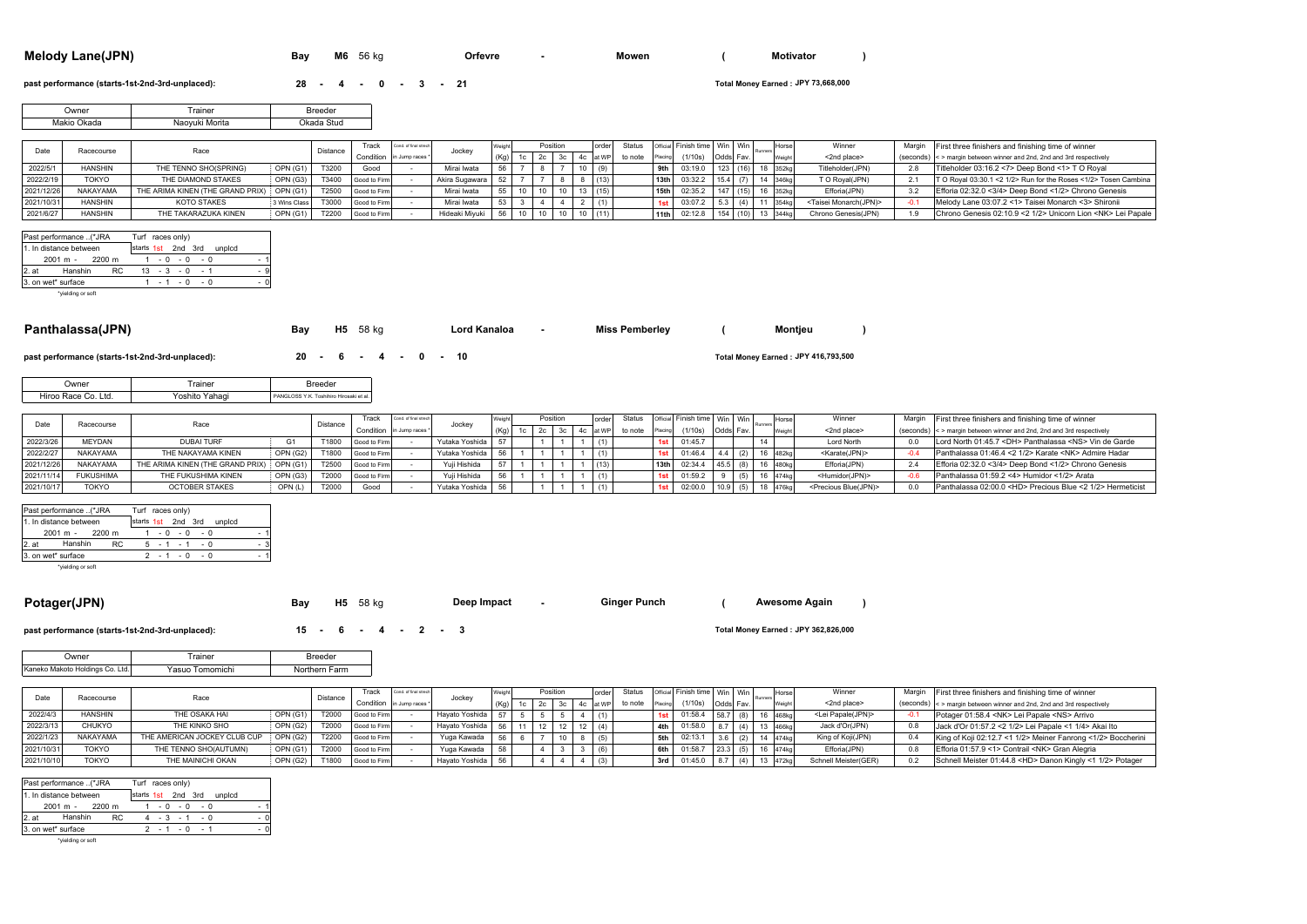## Melody Lane(JPN)

Bay M6 56 kg Orfevre - Mowen ( Motivator )

**past performance (starts-1st-2nd-3rd-unplaced):** 28 - 4 - 0 - 3 - 21

**Total Money Earned : JPY 73,668,000**

| Owner | Trainer | Breeder |
|---|---|---|
| Makio Okada | Naoyuki Morita | Okada Stud |

| Date | Racecourse | Race | | Distance | Track Condition | Cond. of final stretch in Jump races * | Jockey | Weight (Kg) | Position 1c | 2c | 3c | 4c | order at WP | Status to note | Official Placing | Finish time (1/10s) | Win Odds | Win Fav. | Runners | Horse Weight | Winner <2nd place> | Margin (seconds) | First three finishers and finishing time of winner < > margin between winner and 2nd, 2nd and 3rd respectively |
|---|---|---|---|---|---|---|---|---|---|---|---|---|---|---|---|---|---|---|---|---|---|---|---|
| 2022/5/1 | HANSHIN | THE TENNO SHO(SPRING) | OPN (G1) | T3200 | Good | - | Mirai Iwata | 56 | 7 | 8 | 7 | 10 | (9) | | 9th | 03:19.0 | 123 | (16) | 18 | 352kg | Titleholder(JPN) | 2.8 | Titleholder 03:16.2 <7> Deep Bond <1> T O Royal |
| 2022/2/19 | TOKYO | THE DIAMOND STAKES | OPN (G3) | T3400 | Good to Firm | - | Akira Sugawara | 52 | 7 | 7 | 8 | 8 | (13) | | 13th | 03:32.2 | 15.4 | (7) | 14 | 346kg | T O Royal(JPN) | 2.1 | T O Royal 03:30.1 <2 1/2> Run for the Roses <1/2> Tosen Cambina |
| 2021/12/26 | NAKAYAMA | THE ARIMA KINEN (THE GRAND PRIX) | OPN (G1) | T2500 | Good to Firm | - | Mirai Iwata | 55 | 10 | 10 | 10 | 13 | (15) | | 15th | 02:35.2 | 147 | (15) | 16 | 352kg | Efforia(JPN) | 3.2 | Efforia 02:32.0 <3/4> Deep Bond <1/2> Chrono Genesis |
| 2021/10/31 | HANSHIN | KOTO STAKES | 3 Wins Class | T3000 | Good to Firm | - | Mirai Iwata | 53 | 3 | 4 | 4 | 2 | (1) | | 1st | 03:07.2 | 5.3 | (4) | 11 | 354kg | <Taisei Monarch(JPN)> | -0.1 | Melody Lane 03:07.2 <1> Taisei Monarch <3> Shironii |
| 2021/6/27 | HANSHIN | THE TAKARAZUKA KINEN | OPN (G1) | T2200 | Good to Firm | - | Hideaki Miyuki | 56 | 10 | 10 | 10 | 10 | (11) | | 11th | 02:12.8 | 154 | (10) | 13 | 344kg | Chrono Genesis(JPN) | 1.9 | Chrono Genesis 02:10.9 <2 1/2> Unicorn Lion <NK> Lei Papale |

| Past performance ..(*JRA Turf races only) | starts | 1st | 2nd | 3rd | unplcd |
|---|---|---|---|---|---|
| 1. In distance between 2001 m - 2200 m | 1 | 0 | 0 | 0 | 1 |
| 2. at Hanshin RC | 13 | 3 | 0 | 1 | 9 |
| 3. on wet* surface | 1 | 1 | 0 | 0 | 0 |

*yielding or soft

## Panthalassa(JPN)

Bay H5 58 kg Lord Kanaloa - Miss Pemberley ( Montjeu )

**past performance (starts-1st-2nd-3rd-unplaced):** 20 - 6 - 4 - 0 - 10

**Total Money Earned : JPY 416,793,500**

| Owner | Trainer | Breeder |
|---|---|---|
| Hiroo Race Co. Ltd. | Yoshito Yahagi | PANGLOSS Y.K. Toshihiro Hirooaki et al. |

| Date | Racecourse | Race | | Distance | Track Condition | Cond. of final stretch in Jump races * | Jockey | Weight (Kg) | Position 1c | 2c | 3c | 4c | order at WP | Status to note | Official Placing | Finish time (1/10s) | Win Odds | Win Fav. | Runners | Horse Weight | Winner <2nd place> | Margin (seconds) | First three finishers and finishing time of winner < > margin between winner and 2nd, 2nd and 3rd respectively |
|---|---|---|---|---|---|---|---|---|---|---|---|---|---|---|---|---|---|---|---|---|---|---|---|
| 2022/3/26 | MEYDAN | DUBAI TURF | G1 | T1800 | Good to Firm | - | Yutaka Yoshida | 57 | | 1 | 1 | 1 | (1) | | 1st | 01:45.7 | | | 14 | | Lord North | 0.0 | Lord North 01:45.7 <DH> Panthalassa <NS> Vin de Garde |
| 2022/2/27 | NAKAYAMA | THE NAKAYAMA KINEN | OPN (G2) | T1800 | Good to Firm | - | Yutaka Yoshida | 56 | 1 | 1 | 1 | 1 | (1) | | 1st | 01:46.4 | 4.4 | (2) | 16 | 482kg | <Karate(JPN)> | -0.4 | Panthalassa 01:46.4 <2 1/2> Karate <NK> Admire Hadar |
| 2021/12/26 | NAKAYAMA | THE ARIMA KINEN (THE GRAND PRIX) | OPN (G1) | T2500 | Good to Firm | - | Yuji Hishida | 57 | 1 | 1 | 1 | 1 | (13) | | 13th | 02:34.4 | 45.5 | (8) | 16 | 480kg | Efforia(JPN) | 2.4 | Efforia 02:32.0 <3/4> Deep Bond <1/2> Chrono Genesis |
| 2021/11/14 | FUKUSHIMA | THE FUKUSHIMA KINEN | OPN (G3) | T2000 | Good to Firm | - | Yuji Hishida | 56 | 1 | 1 | 1 | 1 | (1) | | 1st | 01:59.2 | 9 | (5) | 16 | 474kg | <Humidor(JPN)> | -0.6 | Panthalassa 01:59.2 <4> Humidor <1/2> Arata |
| 2021/10/17 | TOKYO | OCTOBER STAKES | OPN (L) | T2000 | Good | - | Yutaka Yoshida | 56 | | 1 | 1 | 1 | (1) | | 1st | 02:00.0 | 10.9 | (5) | 18 | 476kg | <Precious Blue(JPN)> | 0.0 | Panthalassa 02:00.0 <HD> Precious Blue <2 1/2> Hermeticist |

| Past performance ..(*JRA Turf races only) | starts | 1st | 2nd | 3rd | unplcd |
|---|---|---|---|---|---|
| 1. In distance between 2001 m - 2200 m | 1 | 0 | 0 | 0 | 1 |
| 2. at Hanshin RC | 5 | 1 | 1 | 0 | 3 |
| 3. on wet* surface | 2 | 1 | 0 | 0 | 1 |

*yielding or soft

## Potager(JPN)

Bay H5 58 kg Deep Impact - Ginger Punch ( Awesome Again )

**past performance (starts-1st-2nd-3rd-unplaced):** 15 - 6 - 4 - 2 - 3

**Total Money Earned : JPY 362,826,000**

| Owner | Trainer | Breeder |
|---|---|---|
| Kaneko Makoto Holdings Co. Ltd. | Yasuo Tomomichi | Northern Farm |

| Date | Racecourse | Race | | Distance | Track Condition | Cond. of final stretch in Jump races * | Jockey | Weight (Kg) | Position 1c | 2c | 3c | 4c | order at WP | Status to note | Official Placing | Finish time (1/10s) | Win Odds | Win Fav. | Runners | Horse Weight | Winner <2nd place> | Margin (seconds) | First three finishers and finishing time of winner < > margin between winner and 2nd, 2nd and 3rd respectively |
|---|---|---|---|---|---|---|---|---|---|---|---|---|---|---|---|---|---|---|---|---|---|---|---|
| 2022/4/3 | HANSHIN | THE OSAKA HAI | OPN (G1) | T2000 | Good to Firm | - | Hayato Yoshida | 57 | 5 | 5 | 5 | 4 | (1) | | 1st | 01:58.4 | 58.7 | (8) | 16 | 468kg | <Lei Papale(JPN)> | -0.1 | Potager 01:58.4 <NK> Lei Papale <NS> Arrivo |
| 2022/3/13 | CHUKYO | THE KINKO SHO | OPN (G2) | T2000 | Good to Firm | - | Hayato Yoshida | 56 | 11 | 12 | 12 | 12 | (4) | | 4th | 01:58.0 | 8.7 | (4) | 13 | 466kg | Jack d'Or(JPN) | 0.8 | Jack d'Or 01:57.2 <2 1/2> Lei Papale <1 1/4> Akai Ito |
| 2022/1/23 | NAKAYAMA | THE AMERICAN JOCKEY CLUB CUP | OPN (G2) | T2200 | Good to Firm | - | Yuga Kawada | 56 | 6 | 7 | 10 | 8 | (5) | | 5th | 02:13.1 | 3.6 | (2) | 14 | 474kg | King of Koji(JPN) | 0.4 | King of Koji 02:12.7 <1 1/2> Meiner Fanrong <1/2> Boccherini |
| 2021/10/31 | TOKYO | THE TENNO SHO(AUTUMN) | OPN (G1) | T2000 | Good to Firm | - | Yuga Kawada | 58 | | 4 | 3 | 3 | (6) | | 6th | 01:58.7 | 23.3 | (5) | 16 | 474kg | Efforia(JPN) | 0.8 | Efforia 01:57.9 <1> Contrail <NK> Gran Alegria |
| 2021/10/10 | TOKYO | THE MAINICHI OKAN | OPN (G2) | T1800 | Good to Firm | - | Hayato Yoshida | 56 | | 4 | 4 | 4 | (3) | | 3rd | 01:45.0 | 8.7 | (4) | 13 | 472kg | Schnell Meister(GER) | 0.2 | Schnell Meister 01:44.8 <HD> Danon Kingly <1 1/2> Potager |

| Past performance ..(*JRA Turf races only) | starts | 1st | 2nd | 3rd | unplcd |
|---|---|---|---|---|---|
| 1. In distance between 2001 m - 2200 m | 1 | 0 | 0 | 0 | 1 |
| 2. at Hanshin RC | 4 | 3 | 1 | 0 | 0 |
| 3. on wet* surface | 2 | 1 | 0 | 1 | 0 |

*yielding or soft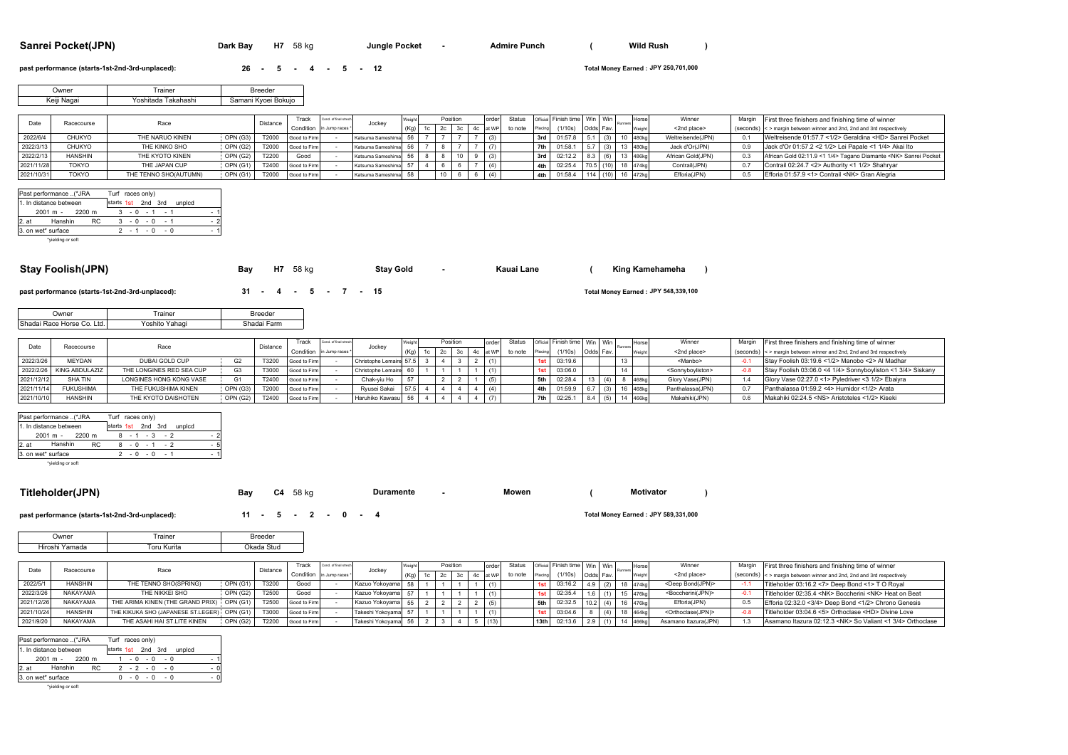## Sanrei Pocket(JPN)

Dark Bay | H7 | 58 kg | Jungle Pocket - Admire Punch ( Wild Rush )

**past performance (starts-1st-2nd-3rd-unplaced):** 26 - 5 - 4 - 5 - 12

**Total Money Earned : JPY 250,701,000**

| Owner | Trainer | Breeder |
|---|---|---|
| Keiji Nagai | Yoshitada Takahashi | Samani Kyoei Bokujo |

| Date | Racecourse | Race | | Distance | Track Condition | Cond. of final stretch in Jump races * | Jockey | Weight (Kg) | Position 1c | 2c | 3c | 4c | order at WP | Status to note | Official Placing | Finish time (1/10s) | Win Odds | Win Fav. | Runners | Horse Weight | Winner <2nd place> | Margin (seconds) | First three finishers and finishing time of winner < > margin between winner and 2nd, 2nd and 3rd respectively |
|---|---|---|---|---|---|---|---|---|---|---|---|---|---|---|---|---|---|---|---|---|---|---|---|
| 2022/6/4 | CHUKYO | THE NARUO KINEN | OPN (G3) | T2000 | Good to Firm | - | Katsuma Sameshima | 56 | 7 | 7 | 7 | 7 | (3) | | 3rd | 01:57.8 | 5.1 | (3) | 10 | 480kg | Weltreisende(JPN) | 0.1 | Weltreisende 01:57.7 <1/2> Geraldina <HD> Sanrei Pocket |
| 2022/3/13 | CHUKYO | THE KINKO SHO | OPN (G2) | T2000 | Good to Firm | - | Katsuma Sameshima | 56 | 7 | 8 | 7 | 7 | (7) | | 7th | 01:58.1 | 5.7 | (3) | 13 | 480kg | Jack d'Or(JPN) | 0.9 | Jack d'Or 01:57.2 <2 1/2> Lei Papale <1 1/4> Akai Ito |
| 2022/2/13 | HANSHIN | THE KYOTO KINEN | OPN (G2) | T2200 | Good | - | Katsuma Sameshima | 56 | 8 | 8 | 10 | 9 | (3) | | 3rd | 02:12.2 | 8.3 | (6) | 13 | 486kg | African Gold(JPN) | 0.3 | African Gold 02:11.9 <1 1/4> Tagano Diamante <NK> Sanrei Pocket |
| 2021/11/28 | TOKYO | THE JAPAN CUP | OPN (G1) | T2400 | Good to Firm | - | Katsuma Sameshima | 57 | 4 | 6 | 6 | 7 | (4) | | 4th | 02:25.4 | 70.5 | (10) | 18 | 474kg | Contrail(JPN) | 0.7 | Contrail 02:24.7 <2> Authority <1 1/2> Shahryar |
| 2021/10/31 | TOKYO | THE TENNO SHO(AUTUMN) | OPN (G1) | T2000 | Good to Firm | - | Katsuma Sameshima | 58 | | 10 | 6 | 6 | (4) | | 4th | 01:58.4 | 114 | (10) | 16 | 472kg | Efforia(JPN) | 0.5 | Efforia 01:57.9 <1> Contrail <NK> Gran Alegria |

| Past performance ..(*JRA Turf races only) | starts 1st 2nd 3rd unplcd |
|---|---|
| 1. In distance between 2001 m - 2200 m | 3 - 0 - 1 - 1 - 1 |
| 2. at Hanshin RC | 3 - 0 - 0 - 1 - 2 |
| 3. on wet* surface | 2 - 1 - 0 - 0 - 1 |

*yielding or soft

## Stay Foolish(JPN)

Bay | H7 | 58 kg | Stay Gold - Kauai Lane ( King Kamehameha )

**past performance (starts-1st-2nd-3rd-unplaced):** 31 - 4 - 5 - 7 - 15

**Total Money Earned : JPY 548,339,100**

| Owner | Trainer | Breeder |
|---|---|---|
| Shadai Race Horse Co. Ltd. | Yoshito Yahagi | Shadai Farm |

| Date | Racecourse | Race | | Distance | Track Condition | Cond. of final stretch in Jump races * | Jockey | Weight (Kg) | Position 1c | 2c | 3c | 4c | order at WP | Status to note | Official Placing | Finish time (1/10s) | Win Odds | Win Fav. | Runners | Horse Weight | Winner <2nd place> | Margin (seconds) | First three finishers and finishing time of winner < > margin between winner and 2nd, 2nd and 3rd respectively |
|---|---|---|---|---|---|---|---|---|---|---|---|---|---|---|---|---|---|---|---|---|---|---|---|
| 2022/3/26 | MEYDAN | DUBAI GOLD CUP | G2 | T3200 | Good to Firm | - | Christophe Lemaire | 57.5 | 3 | 4 | 3 | 2 | (1) | | 1st | 03:19.6 | | | 13 | | <Manbo> | -0.1 | Stay Foolish 03:19.6 <1/2> Manobo <2> Al Madhar |
| 2022/2/26 | KING ABDULAZIZ | THE LONGINES RED SEA CUP | G3 | T3000 | Good to Firm | - | Christophe Lemaire | 60 | 1 | 1 | 1 | 1 | (1) | | 1st | 03:06.0 | | | 14 | | <Sonnyboyliston> | -0.8 | Stay Foolish 03:06.0 <4 1/4> Sonnyboyliston <1 3/4> Siskany |
| 2021/12/12 | SHA TIN | LONGINES HONG KONG VASE | G1 | T2400 | Good to Firm | - | Chak-yiu Ho | 57 | | 2 | 2 | 1 | (5) | | 5th | 02:28.4 | 13 | (4) | 8 | 468kg | Glory Vase(JPN) | 1.4 | Glory Vase 02:27.0 <1> Pyledriver <3 1/2> Ebaiyra |
| 2021/11/14 | FUKUSHIMA | THE FUKUSHIMA KINEN | OPN (G3) | T2000 | Good to Firm | - | Ryusei Sakai | 57.5 | 4 | 4 | 4 | 4 | (4) | | 4th | 01:59.9 | 6.7 | (3) | 16 | 468kg | Panthalassa(JPN) | 0.7 | Panthalassa 01:59.2 <4> Humidor <1/2> Arata |
| 2021/10/10 | HANSHIN | THE KYOTO DAISHOTEN | OPN (G2) | T2400 | Good to Firm | - | Haruhiko Kawasu | 56 | 4 | 4 | 4 | 4 | (7) | | 7th | 02:25.1 | 8.4 | (5) | 14 | 466kg | Makahiki(JPN) | 0.6 | Makahiki 02:24.5 <NS> Aristoteles <1/2> Kiseki |

| Past performance ..(*JRA Turf races only) | starts 1st 2nd 3rd unplcd |
|---|---|
| 1. In distance between 2001 m - 2200 m | 8 - 1 - 3 - 2 - 2 |
| 2. at Hanshin RC | 8 - 0 - 1 - 2 - 5 |
| 3. on wet* surface | 2 - 0 - 0 - 1 - 1 |

*yielding or soft

## Titleholder(JPN)

Bay | C4 | 58 kg | Duramente - Mowen ( Motivator )

**past performance (starts-1st-2nd-3rd-unplaced):** 11 - 5 - 2 - 0 - 4

**Total Money Earned : JPY 589,331,000**

| Owner | Trainer | Breeder |
|---|---|---|
| Hiroshi Yamada | Toru Kurita | Okada Stud |

| Date | Racecourse | Race | | Distance | Track Condition | Cond. of final stretch in Jump races * | Jockey | Weight (Kg) | Position 1c | 2c | 3c | 4c | order at WP | Status to note | Official Placing | Finish time (1/10s) | Win Odds | Win Fav. | Runners | Horse Weight | Winner <2nd place> | Margin (seconds) | First three finishers and finishing time of winner < > margin between winner and 2nd, 2nd and 3rd respectively |
|---|---|---|---|---|---|---|---|---|---|---|---|---|---|---|---|---|---|---|---|---|---|---|---|
| 2022/5/1 | HANSHIN | THE TENNO SHO(SPRING) | OPN (G1) | T3200 | Good | - | Kazuo Yokoyama | 58 | 1 | 1 | 1 | 1 | (1) | | 1st | 03:16.2 | 4.9 | (2) | 18 | 474kg | <Deep Bond(JPN)> | -1.1 | Titleholder 03:16.2 <7> Deep Bond <1> T O Royal |
| 2022/3/26 | NAKAYAMA | THE NIKKEI SHO | OPN (G2) | T2500 | Good | - | Kazuo Yokoyama | 57 | 1 | 1 | 1 | 1 | (1) | | 1st | 02:35.4 | 1.6 | (1) | 15 | 476kg | <Boccherini(JPN)> | -0.1 | Titleholder 02:35.4 <NK> Boccherini <NK> Heat on Beat |
| 2021/12/26 | NAKAYAMA | THE ARIMA KINEN (THE GRAND PRIX) | OPN (G1) | T2500 | Good to Firm | - | Kazuo Yokoyama | 55 | 2 | 2 | 2 | 2 | (5) | | 5th | 02:32.5 | 10.2 | (4) | 16 | 476kg | Efforia(JPN) | 0.5 | Efforia 02:32.0 <3/4> Deep Bond <1/2> Chrono Genesis |
| 2021/10/24 | HANSHIN | THE KIKUKA SHO (JAPANESE ST.LEGER) | OPN (G1) | T3000 | Good to Firm | - | Takeshi Yokoyama | 57 | 1 | 1 | 1 | 1 | (1) | | 1st | 03:04.6 | 8 | (4) | 18 | 464kg | <Orthoclase(JPN)> | -0.8 | Titleholder 03:04.6 <5> Orthoclase <HD> Divine Love |
| 2021/9/20 | NAKAYAMA | THE ASAHI HAI ST.LITE KINEN | OPN (G2) | T2200 | Good to Firm | - | Takeshi Yokoyama | 56 | 2 | 3 | 4 | 5 | (13) | | 13th | 02:13.6 | 2.9 | (1) | 14 | 466kg | Asamano Itazura(JPN) | 1.3 | Asamano Itazura 02:12.3 <NK> So Valiant <1 3/4> Orthoclase |

| Past performance ..(*JRA Turf races only) | starts 1st 2nd 3rd unplcd |
|---|---|
| 1. In distance between 2001 m - 2200 m | 1 - 0 - 0 - 0 - 1 |
| 2. at Hanshin RC | 2 - 2 - 0 - 0 - 0 |
| 3. on wet* surface | 0 - 0 - 0 - 0 - 0 |

*yielding or soft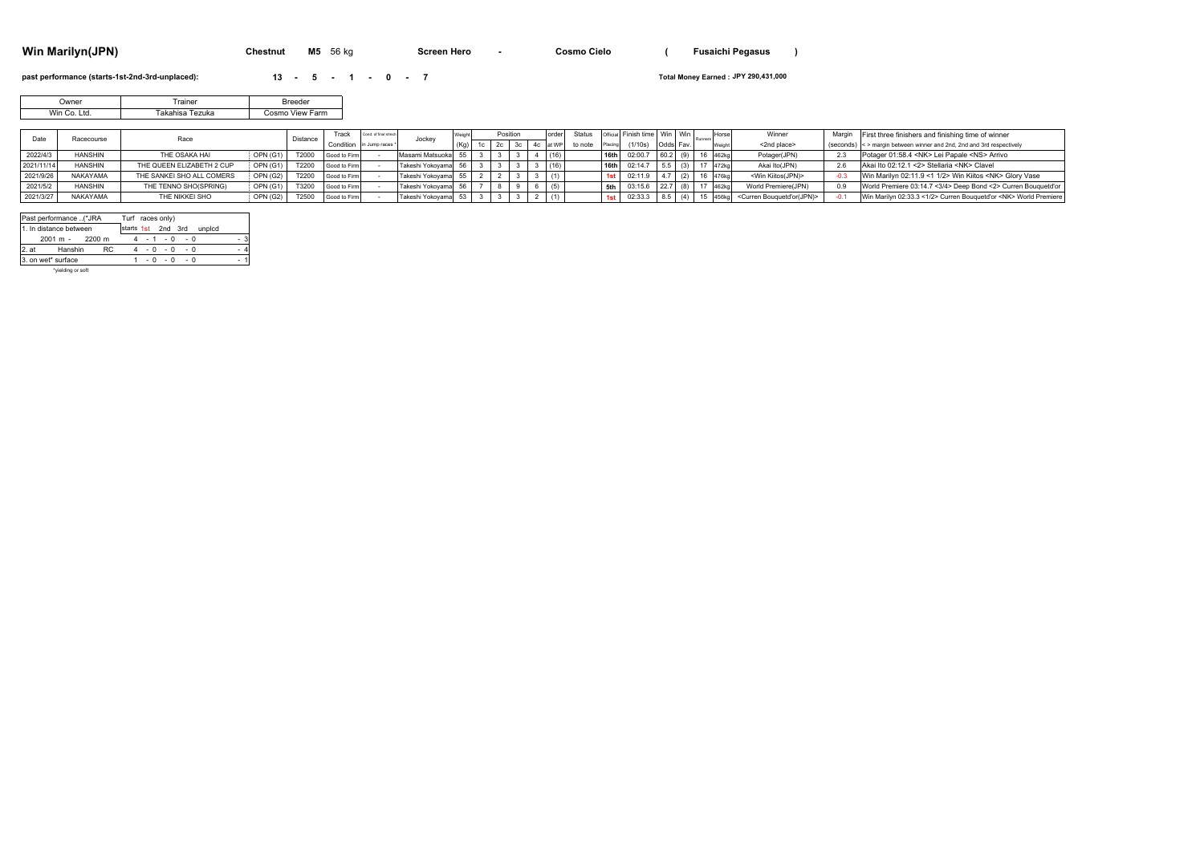**Win Marilyn(JPN)** **Chestnut** **M5** 56 kg **Screen Hero** - **Cosmo Cielo** ( **Fusaichi Pegasus** )

**past performance (starts-1st-2nd-3rd-unplaced):** **13 - 5 - 1 - 0 - 7** **Total Money Earned : JPY 290,431,000**

| Owner | Trainer | Breeder |
|---|---|---|
| Win Co. Ltd. | Takahisa Tezuka | Cosmo View Farm |

| Date | Racecourse | Race | | Distance | Track Condition | Cond. of final stretch in Jump races * | Jockey | Weight (Kg) | Position 1c | 2c | 3c | 4c | order at WP | Status to note | Official Placing | Finish time (1/10s) | Win Odds | Win Fav. | Runners | Horse Weight | Winner <2nd place> | Margin (seconds) | First three finishers and finishing time of winner < > margin between winner and 2nd, 2nd and 3rd respectively |
|---|---|---|---|---|---|---|---|---|---|---|---|---|---|---|---|---|---|---|---|---|---|---|---|
| 2022/4/3 | HANSHIN | THE OSAKA HAI | OPN (G1) | T2000 | Good to Firm | - | Masami Matsuoka | 55 | 3 | 3 | 3 | 4 | (16) | | 16th | 02:00.7 | 60.2 | (9) | 16 | 462kg | Potager(JPN) | 2.3 | Potager 01:58.4 <NK> Lei Papale <NS> Arrivo |
| 2021/11/14 | HANSHIN | THE QUEEN ELIZABETH 2 CUP | OPN (G1) | T2200 | Good to Firm | - | Takeshi Yokoyama | 56 | 3 | 3 | 3 | 3 | (16) | | 16th | 02:14.7 | 5.5 | (3) | 17 | 472kg | Akai Ito(JPN) | 2.6 | Akai Ito 02:12.1 <2> Stellaria <NK> Clavel |
| 2021/9/26 | NAKAYAMA | THE SANKEI SHO ALL COMERS | OPN (G2) | T2200 | Good to Firm | - | Takeshi Yokoyama | 55 | 2 | 2 | 3 | 3 | (1) | | 1st | 02:11.9 | 4.7 | (2) | 16 | 476kg | <Win Kiitos(JPN)> | -0.3 | Win Marilyn 02:11.9 <1 1/2> Win Kiitos <NK> Glory Vase |
| 2021/5/2 | HANSHIN | THE TENNO SHO(SPRING) | OPN (G1) | T3200 | Good to Firm | - | Takeshi Yokoyama | 56 | 7 | 8 | 9 | 6 | (5) | | 5th | 03:15.6 | 22.7 | (8) | 17 | 462kg | World Premiere(JPN) | 0.9 | World Premiere 03:14.7 <3/4> Deep Bond <2> Curren Bouquetd'or |
| 2021/3/27 | NAKAYAMA | THE NIKKEI SHO | OPN (G2) | T2500 | Good to Firm | - | Takeshi Yokoyama | 53 | 3 | 3 | 3 | 2 | (1) | | 1st | 02:33.3 | 8.5 | (4) | 15 | 456kg | <Curren Bouquetd'or(JPN)> | -0.1 | Win Marilyn 02:33.3 <1/2> Curren Bouquetd'or <NK> World Premiere |

| Past performance ..(*JRA Turf races only) | starts | 1st | 2nd | 3rd | unplcd |
|---|---|---|---|---|---|
| 1. In distance between 2001 m - 2200 m | 4 | 1 | 0 | 0 | 3 |
| 2. at Hanshin RC | 4 | 0 | 0 | 0 | 4 |
| 3. on wet* surface | 1 | 0 | 0 | 0 | 1 |

*yielding or soft